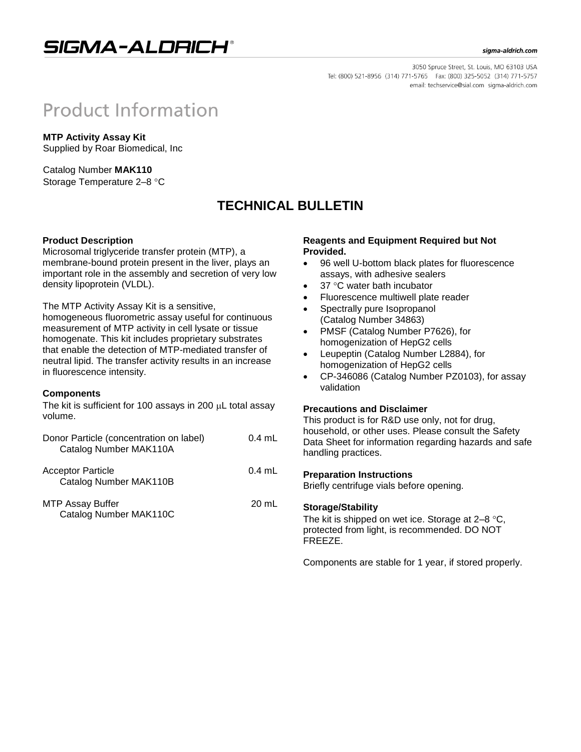# SIGMA-ALDRICH®

sigma-aldrich.com

3050 Spruce Street, St. Louis, MO 63103 USA
Tel: (800) 521-8956 (314) 771-5765 Fax: (800) 325-5052 (314) 771-5757
email: techservice@sial.com sigma-aldrich.com

# Product Information

**MTP Activity Assay Kit**
Supplied by Roar Biomedical, Inc

Catalog Number **MAK110**
Storage Temperature 2–8 °C

## TECHNICAL BULLETIN

### Product Description

Microsomal triglyceride transfer protein (MTP), a membrane-bound protein present in the liver, plays an important role in the assembly and secretion of very low density lipoprotein (VLDL).

The MTP Activity Assay Kit is a sensitive, homogeneous fluorometric assay useful for continuous measurement of MTP activity in cell lysate or tissue homogenate. This kit includes proprietary substrates that enable the detection of MTP-mediated transfer of neutral lipid. The transfer activity results in an increase in fluorescence intensity.

### Components

The kit is sufficient for 100 assays in 200 μL total assay volume.

| Component | Volume |
|---|---|
| Donor Particle (concentration on label) Catalog Number MAK110A | 0.4 mL |
| Acceptor Particle Catalog Number MAK110B | 0.4 mL |
| MTP Assay Buffer Catalog Number MAK110C | 20 mL |

### Reagents and Equipment Required but Not Provided.

- 96 well U-bottom black plates for fluorescence assays, with adhesive sealers
- 37 °C water bath incubator
- Fluorescence multiwell plate reader
- Spectrally pure Isopropanol (Catalog Number 34863)
- PMSF (Catalog Number P7626), for homogenization of HepG2 cells
- Leupeptin (Catalog Number L2884), for homogenization of HepG2 cells
- CP-346086 (Catalog Number PZ0103), for assay validation

### Precautions and Disclaimer

This product is for R&D use only, not for drug, household, or other uses. Please consult the Safety Data Sheet for information regarding hazards and safe handling practices.

### Preparation Instructions

Briefly centrifuge vials before opening.

### Storage/Stability

The kit is shipped on wet ice. Storage at 2–8 °C, protected from light, is recommended. DO NOT FREEZE.

Components are stable for 1 year, if stored properly.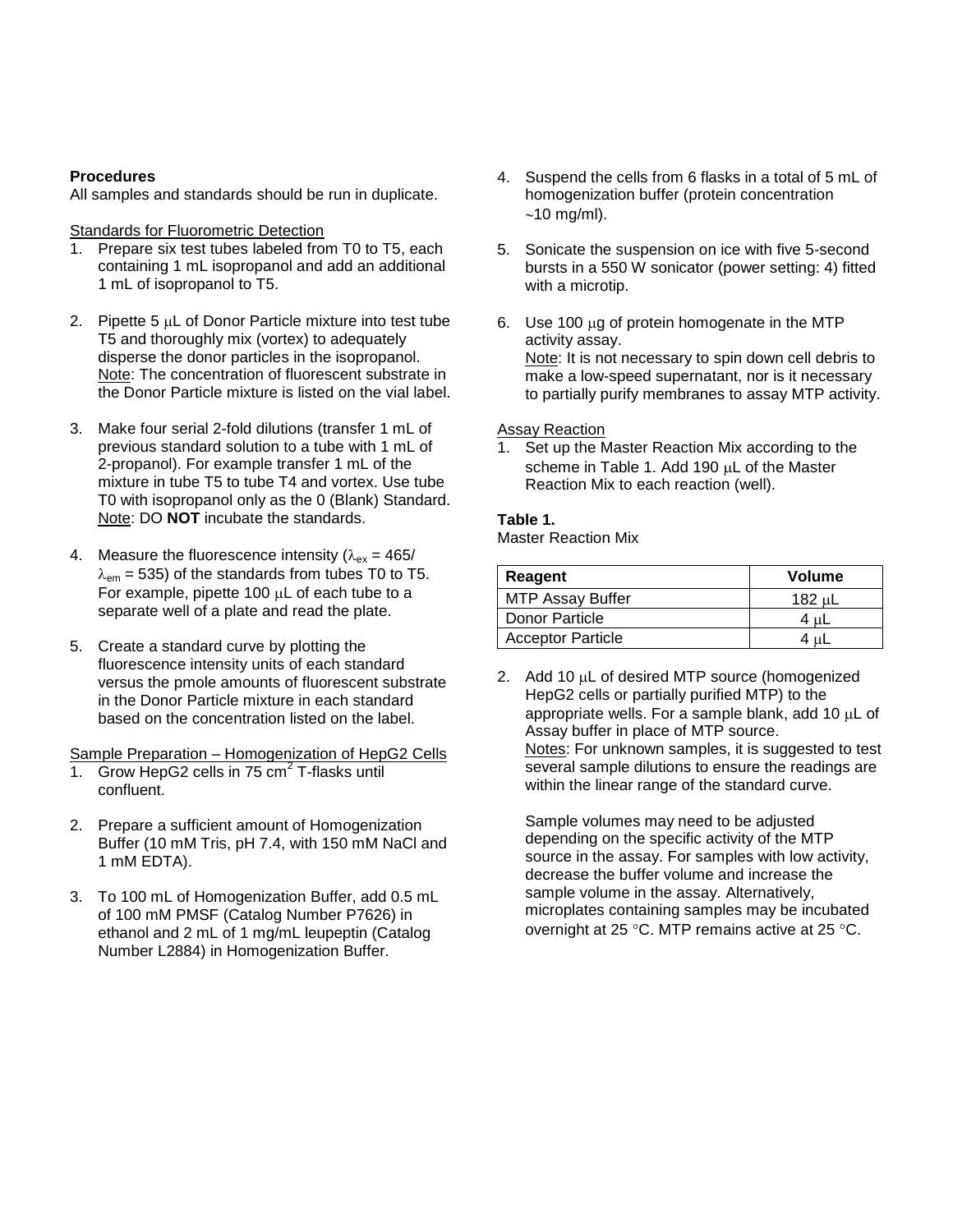**Procedures**

All samples and standards should be run in duplicate.

Standards for Fluorometric Detection

1. Prepare six test tubes labeled from T0 to T5, each containing 1 mL isopropanol and add an additional 1 mL of isopropanol to T5.

2. Pipette 5 μL of Donor Particle mixture into test tube T5 and thoroughly mix (vortex) to adequately disperse the donor particles in the isopropanol. Note: The concentration of fluorescent substrate in the Donor Particle mixture is listed on the vial label.

3. Make four serial 2-fold dilutions (transfer 1 mL of previous standard solution to a tube with 1 mL of 2-propanol). For example transfer 1 mL of the mixture in tube T5 to tube T4 and vortex. Use tube T0 with isopropanol only as the 0 (Blank) Standard. Note: DO **NOT** incubate the standards.

4. Measure the fluorescence intensity ($\lambda_{ex}$ = 465/ $\lambda_{em}$ = 535) of the standards from tubes T0 to T5. For example, pipette 100 μL of each tube to a separate well of a plate and read the plate.

5. Create a standard curve by plotting the fluorescence intensity units of each standard versus the pmole amounts of fluorescent substrate in the Donor Particle mixture in each standard based on the concentration listed on the label.

Sample Preparation – Homogenization of HepG2 Cells

1. Grow HepG2 cells in 75 $cm^2$ T-flasks until confluent.

2. Prepare a sufficient amount of Homogenization Buffer (10 mM Tris, pH 7.4, with 150 mM NaCl and 1 mM EDTA).

3. To 100 mL of Homogenization Buffer, add 0.5 mL of 100 mM PMSF (Catalog Number P7626) in ethanol and 2 mL of 1 mg/mL leupeptin (Catalog Number L2884) in Homogenization Buffer.

4. Suspend the cells from 6 flasks in a total of 5 mL of homogenization buffer (protein concentration ~10 mg/ml).

5. Sonicate the suspension on ice with five 5-second bursts in a 550 W sonicator (power setting: 4) fitted with a microtip.

6. Use 100 μg of protein homogenate in the MTP activity assay.
   Note: It is not necessary to spin down cell debris to make a low-speed supernatant, nor is it necessary to partially purify membranes to assay MTP activity.

Assay Reaction

1. Set up the Master Reaction Mix according to the scheme in Table 1. Add 190 μL of the Master Reaction Mix to each reaction (well).

**Table 1.**
Master Reaction Mix

| Reagent | Volume |
| --- | --- |
| MTP Assay Buffer | 182 μL |
| Donor Particle | 4 μL |
| Acceptor Particle | 4 μL |

2. Add 10 μL of desired MTP source (homogenized HepG2 cells or partially purified MTP) to the appropriate wells. For a sample blank, add 10 μL of Assay buffer in place of MTP source.
   Notes: For unknown samples, it is suggested to test several sample dilutions to ensure the readings are within the linear range of the standard curve.

   Sample volumes may need to be adjusted depending on the specific activity of the MTP source in the assay. For samples with low activity, decrease the buffer volume and increase the sample volume in the assay. Alternatively, microplates containing samples may be incubated overnight at 25 °C. MTP remains active at 25 °C.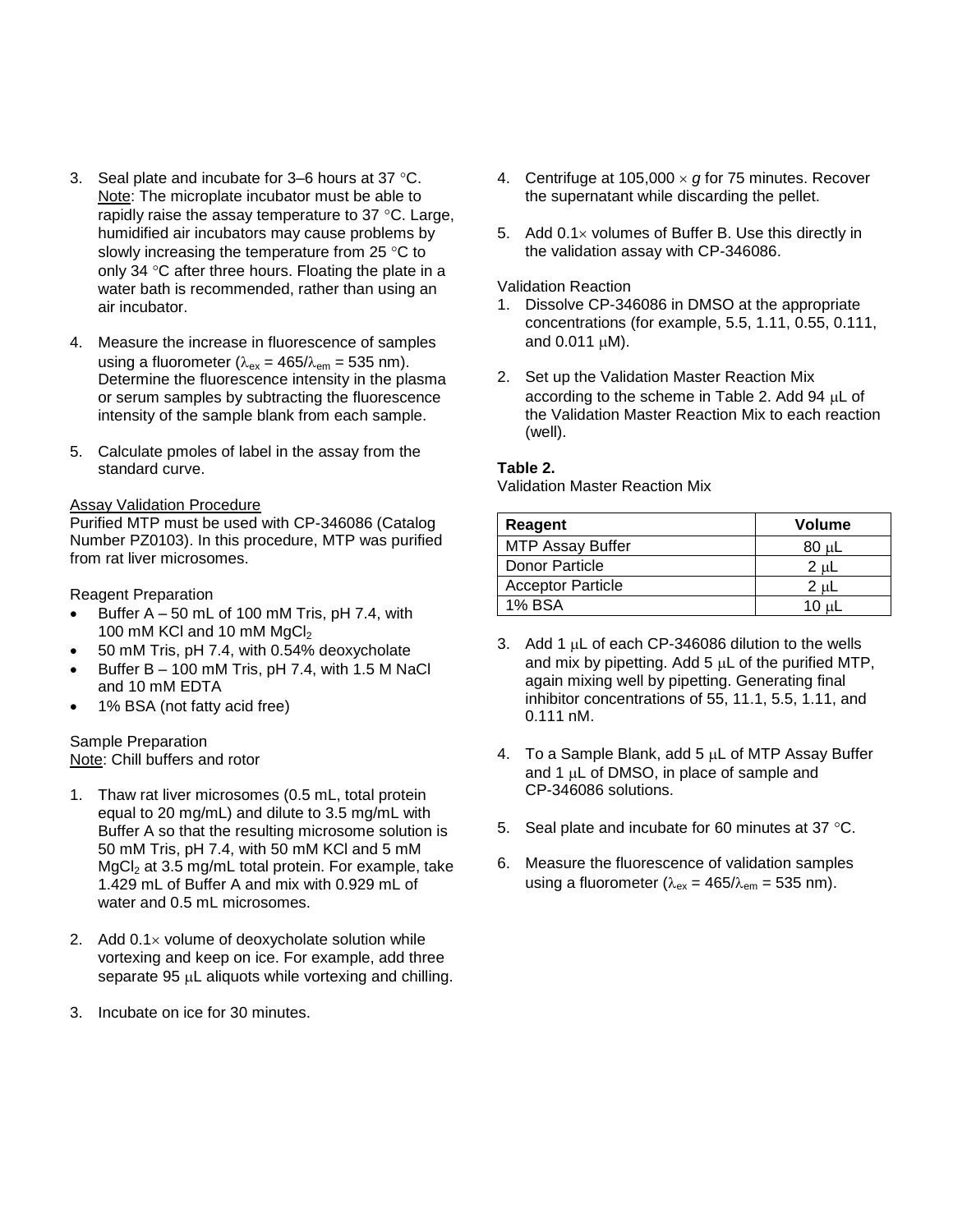3. Seal plate and incubate for 3–6 hours at 37 °C.
   Note: The microplate incubator must be able to rapidly raise the assay temperature to 37 °C. Large, humidified air incubators may cause problems by slowly increasing the temperature from 25 °C to only 34 °C after three hours. Floating the plate in a water bath is recommended, rather than using an air incubator.

4. Measure the increase in fluorescence of samples using a fluorometer ($\lambda_{ex}$ = 465/$\lambda_{em}$ = 535 nm). Determine the fluorescence intensity in the plasma or serum samples by subtracting the fluorescence intensity of the sample blank from each sample.

5. Calculate pmoles of label in the assay from the standard curve.

Assay Validation Procedure

Purified MTP must be used with CP-346086 (Catalog Number PZ0103). In this procedure, MTP was purified from rat liver microsomes.

Reagent Preparation

- Buffer A – 50 mL of 100 mM Tris, pH 7.4, with 100 mM KCl and 10 mM $MgCl_2$
- 50 mM Tris, pH 7.4, with 0.54% deoxycholate
- Buffer B – 100 mM Tris, pH 7.4, with 1.5 M NaCl and 10 mM EDTA
- 1% BSA (not fatty acid free)

Sample Preparation

Note: Chill buffers and rotor

1. Thaw rat liver microsomes (0.5 mL, total protein equal to 20 mg/mL) and dilute to 3.5 mg/mL with Buffer A so that the resulting microsome solution is 50 mM Tris, pH 7.4, with 50 mM KCl and 5 mM $MgCl_2$ at 3.5 mg/mL total protein. For example, take 1.429 mL of Buffer A and mix with 0.929 mL of water and 0.5 mL microsomes.

2. Add 0.1× volume of deoxycholate solution while vortexing and keep on ice. For example, add three separate 95 μL aliquots while vortexing and chilling.

3. Incubate on ice for 30 minutes.

4. Centrifuge at 105,000 × *g* for 75 minutes. Recover the supernatant while discarding the pellet.

5. Add 0.1× volumes of Buffer B. Use this directly in the validation assay with CP-346086.

Validation Reaction

1. Dissolve CP-346086 in DMSO at the appropriate concentrations (for example, 5.5, 1.11, 0.55, 0.111, and 0.011 μM).

2. Set up the Validation Master Reaction Mix according to the scheme in Table 2. Add 94 μL of the Validation Master Reaction Mix to each reaction (well).

**Table 2.**
Validation Master Reaction Mix

| Reagent | Volume |
|---|---|
| MTP Assay Buffer | 80 μL |
| Donor Particle | 2 μL |
| Acceptor Particle | 2 μL |
| 1% BSA | 10 μL |

3. Add 1 μL of each CP-346086 dilution to the wells and mix by pipetting. Add 5 μL of the purified MTP, again mixing well by pipetting. Generating final inhibitor concentrations of 55, 11.1, 5.5, 1.11, and 0.111 nM.

4. To a Sample Blank, add 5 μL of MTP Assay Buffer and 1 μL of DMSO, in place of sample and CP-346086 solutions.

5. Seal plate and incubate for 60 minutes at 37 °C.

6. Measure the fluorescence of validation samples using a fluorometer ($\lambda_{ex}$ = 465/$\lambda_{em}$ = 535 nm).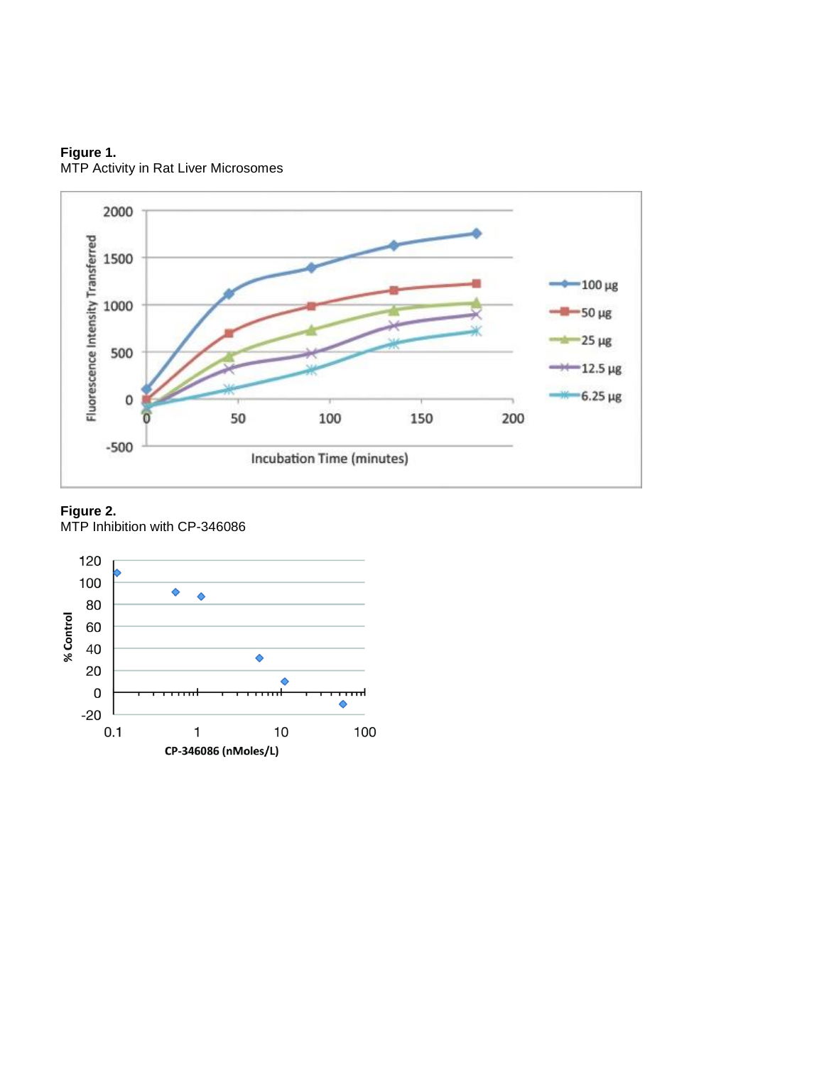**Figure 1.**
MTP Activity in Rat Liver Microsomes

**Figure 2.**
MTP Inhibition with CP-346086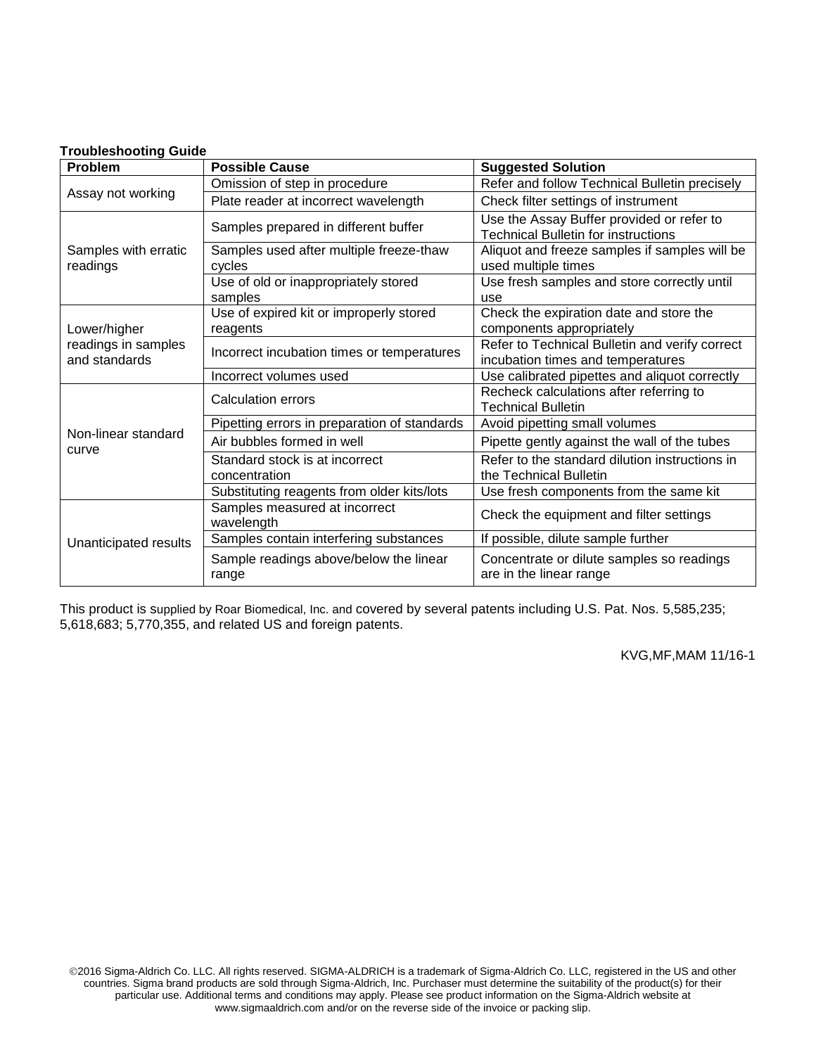**Troubleshooting Guide**

| Problem | Possible Cause | Suggested Solution |
|---|---|---|
| Assay not working | Omission of step in procedure | Refer and follow Technical Bulletin precisely |
| | Plate reader at incorrect wavelength | Check filter settings of instrument |
| Samples with erratic readings | Samples prepared in different buffer | Use the Assay Buffer provided or refer to Technical Bulletin for instructions |
| | Samples used after multiple freeze-thaw cycles | Aliquot and freeze samples if samples will be used multiple times |
| | Use of old or inappropriately stored samples | Use fresh samples and store correctly until use |
| Lower/higher readings in samples and standards | Use of expired kit or improperly stored reagents | Check the expiration date and store the components appropriately |
| | Incorrect incubation times or temperatures | Refer to Technical Bulletin and verify correct incubation times and temperatures |
| | Incorrect volumes used | Use calibrated pipettes and aliquot correctly |
| Non-linear standard curve | Calculation errors | Recheck calculations after referring to Technical Bulletin |
| | Pipetting errors in preparation of standards | Avoid pipetting small volumes |
| | Air bubbles formed in well | Pipette gently against the wall of the tubes |
| | Standard stock is at incorrect concentration | Refer to the standard dilution instructions in the Technical Bulletin |
| | Substituting reagents from older kits/lots | Use fresh components from the same kit |
| Unanticipated results | Samples measured at incorrect wavelength | Check the equipment and filter settings |
| | Samples contain interfering substances | If possible, dilute sample further |
| | Sample readings above/below the linear range | Concentrate or dilute samples so readings are in the linear range |

This product is supplied by Roar Biomedical, Inc. and covered by several patents including U.S. Pat. Nos. 5,585,235; 5,618,683; 5,770,355, and related US and foreign patents.

KVG,MF,MAM 11/16-1

©2016 Sigma-Aldrich Co. LLC. All rights reserved. SIGMA-ALDRICH is a trademark of Sigma-Aldrich Co. LLC, registered in the US and other countries. Sigma brand products are sold through Sigma-Aldrich, Inc. Purchaser must determine the suitability of the product(s) for their particular use. Additional terms and conditions may apply. Please see product information on the Sigma-Aldrich website at www.sigmaaldrich.com and/or on the reverse side of the invoice or packing slip.